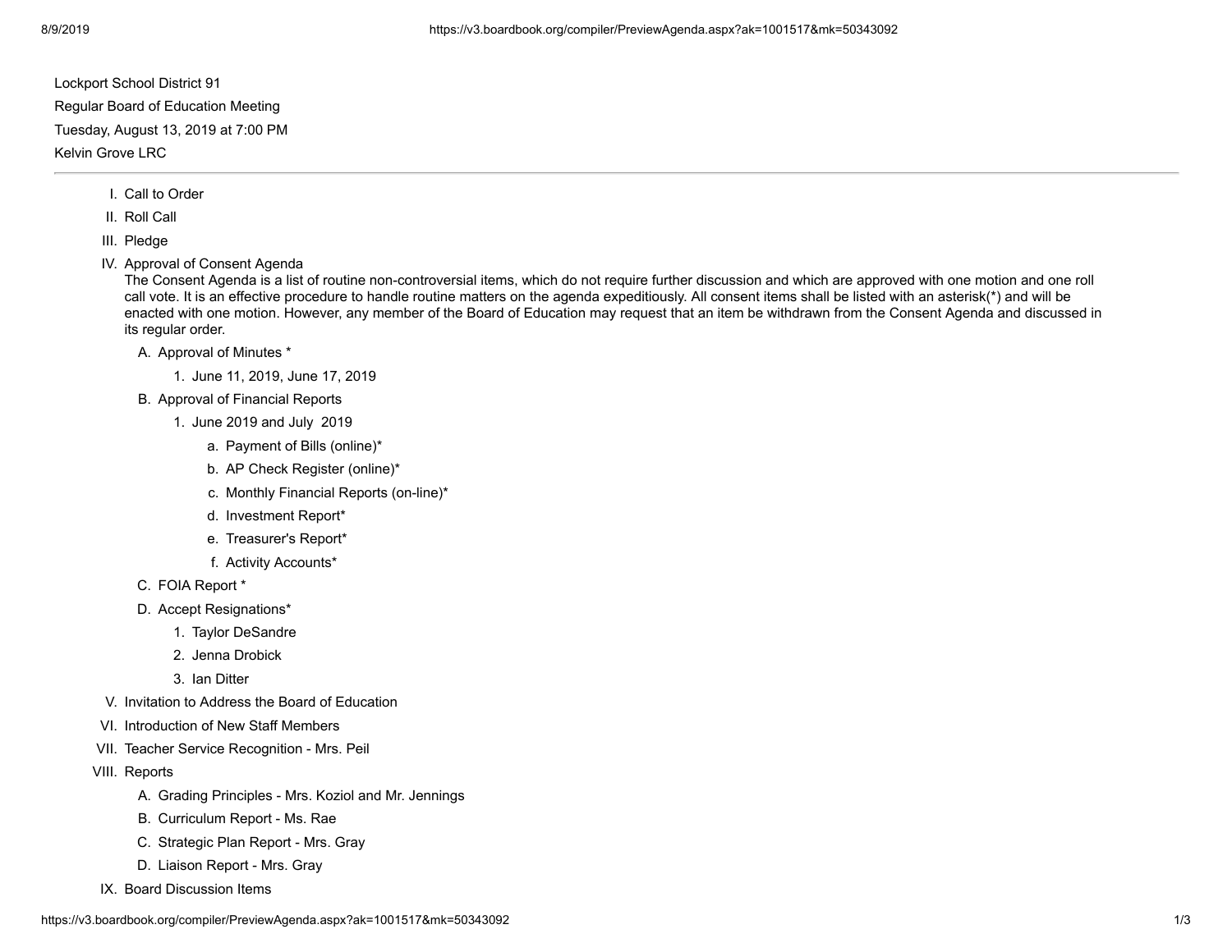Lockport School District 91

Regular Board of Education Meeting

Tuesday, August 13, 2019 at 7:00 PM

Kelvin Grove LRC

---

I. Call to Order

II. Roll Call

III. Pledge

IV. Approval of Consent Agenda
The Consent Agenda is a list of routine non-controversial items, which do not require further discussion and which are approved with one motion and one roll call vote. It is an effective procedure to handle routine matters on the agenda expeditiously. All consent items shall be listed with an asterisk(*) and will be enacted with one motion. However, any member of the Board of Education may request that an item be withdrawn from the Consent Agenda and discussed in its regular order.

   A. Approval of Minutes *

      1. June 11, 2019, June 17, 2019

   B. Approval of Financial Reports

      1. June 2019 and July 2019

         a. Payment of Bills (online)*

         b. AP Check Register (online)*

         c. Monthly Financial Reports (on-line)*

         d. Investment Report*

         e. Treasurer's Report*

         f. Activity Accounts*

   C. FOIA Report *

   D. Accept Resignations*

      1. Taylor DeSandre

      2. Jenna Drobick

      3. Ian Ditter

V. Invitation to Address the Board of Education

VI. Introduction of New Staff Members

VII. Teacher Service Recognition - Mrs. Peil

VIII. Reports

   A. Grading Principles - Mrs. Koziol and Mr. Jennings

   B. Curriculum Report - Ms. Rae

   C. Strategic Plan Report - Mrs. Gray

   D. Liaison Report - Mrs. Gray

IX. Board Discussion Items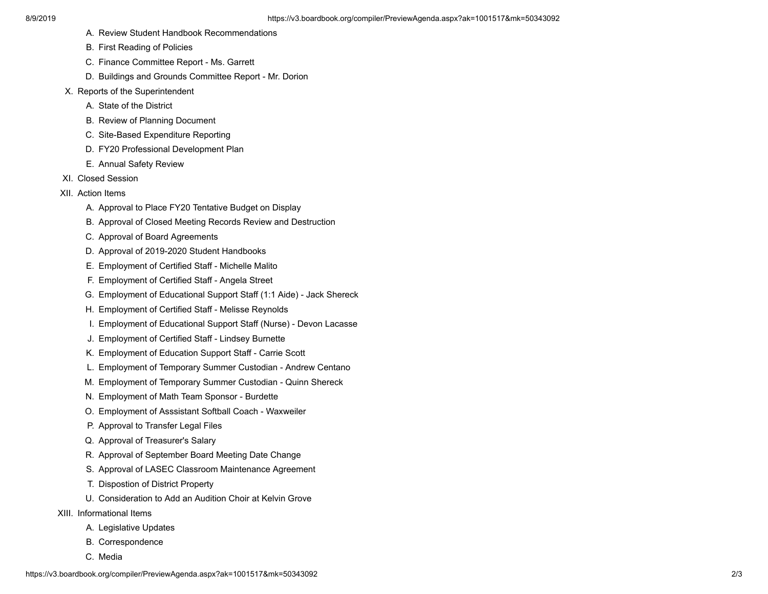A. Review Student Handbook Recommendations
   B. First Reading of Policies
   C. Finance Committee Report - Ms. Garrett
   D. Buildings and Grounds Committee Report - Mr. Dorion

X. Reports of the Superintendent
   A. State of the District
   B. Review of Planning Document
   C. Site-Based Expenditure Reporting
   D. FY20 Professional Development Plan
   E. Annual Safety Review

XI. Closed Session

XII. Action Items
   A. Approval to Place FY20 Tentative Budget on Display
   B. Approval of Closed Meeting Records Review and Destruction
   C. Approval of Board Agreements
   D. Approval of 2019-2020 Student Handbooks
   E. Employment of Certified Staff - Michelle Malito
   F. Employment of Certified Staff - Angela Street
   G. Employment of Educational Support Staff (1:1 Aide) - Jack Shereck
   H. Employment of Certified Staff - Melisse Reynolds
   I. Employment of Educational Support Staff (Nurse) - Devon Lacasse
   J. Employment of Certified Staff - Lindsey Burnette
   K. Employment of Education Support Staff - Carrie Scott
   L. Employment of Temporary Summer Custodian - Andrew Centano
   M. Employment of Temporary Summer Custodian - Quinn Shereck
   N. Employment of Math Team Sponsor - Burdette
   O. Employment of Asssistant Softball Coach - Waxweiler
   P. Approval to Transfer Legal Files
   Q. Approval of Treasurer's Salary
   R. Approval of September Board Meeting Date Change
   S. Approval of LASEC Classroom Maintenance Agreement
   T. Dispostion of District Property
   U. Consideration to Add an Audition Choir at Kelvin Grove

XIII. Informational Items
   A. Legislative Updates
   B. Correspondence
   C. Media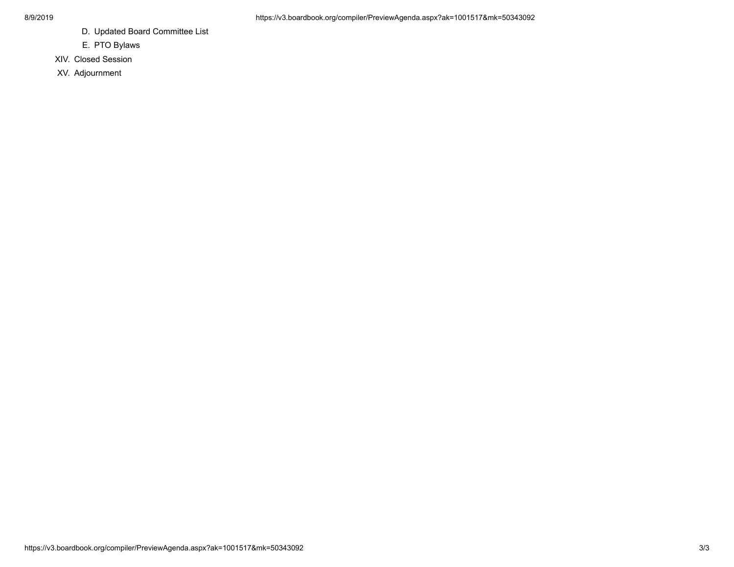D. Updated Board Committee List

E. PTO Bylaws

XIV. Closed Session

XV. Adjournment